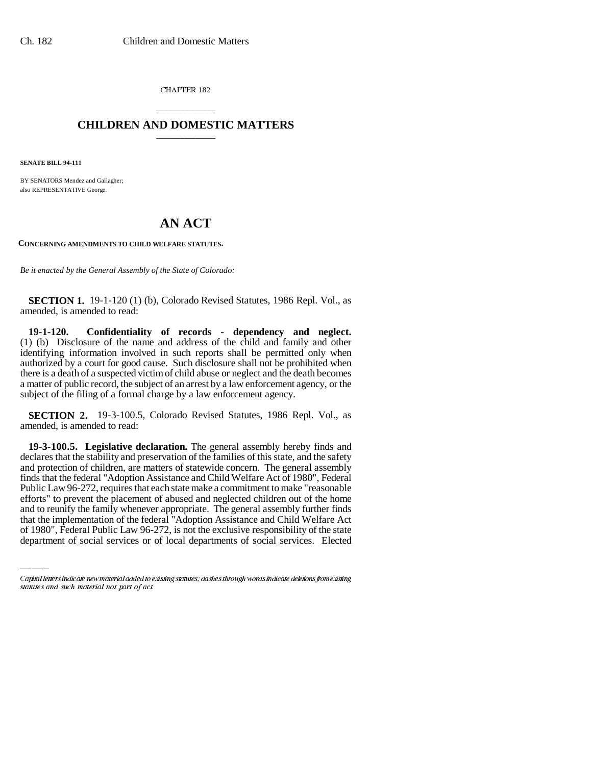CHAPTER 182

## CHILDREN AND DOMESTIC MATTERS

**SENATE BILL 94-111**

BY SENATORS Mendez and Gallagher;
also REPRESENTATIVE George.

# AN ACT

**CONCERNING AMENDMENTS TO CHILD WELFARE STATUTES.**

*Be it enacted by the General Assembly of the State of Colorado:*

**SECTION 1.** 19-1-120 (1) (b), Colorado Revised Statutes, 1986 Repl. Vol., as amended, is amended to read:

**19-1-120. Confidentiality of records - dependency and neglect.** (1) (b) Disclosure of the name and address of the child and family and other identifying information involved in such reports shall be permitted only when authorized by a court for good cause. Such disclosure shall not be prohibited when there is a death of a suspected victim of child abuse or neglect and the death becomes a matter of public record, the subject of an arrest by a law enforcement agency, or the subject of the filing of a formal charge by a law enforcement agency.

**SECTION 2.** 19-3-100.5, Colorado Revised Statutes, 1986 Repl. Vol., as amended, is amended to read:

**19-3-100.5. Legislative declaration.** The general assembly hereby finds and declares that the stability and preservation of the families of this state, and the safety and protection of children, are matters of statewide concern. The general assembly finds that the federal "Adoption Assistance and Child Welfare Act of 1980", Federal Public Law 96-272, requires that each state make a commitment to make "reasonable efforts" to prevent the placement of abused and neglected children out of the home and to reunify the family whenever appropriate. The general assembly further finds that the implementation of the federal "Adoption Assistance and Child Welfare Act of 1980", Federal Public Law 96-272, is not the exclusive responsibility of the state department of social services or of local departments of social services. Elected

Capital letters indicate new material added to existing statutes; dashes through words indicate deletions from existing statutes and such material not part of act.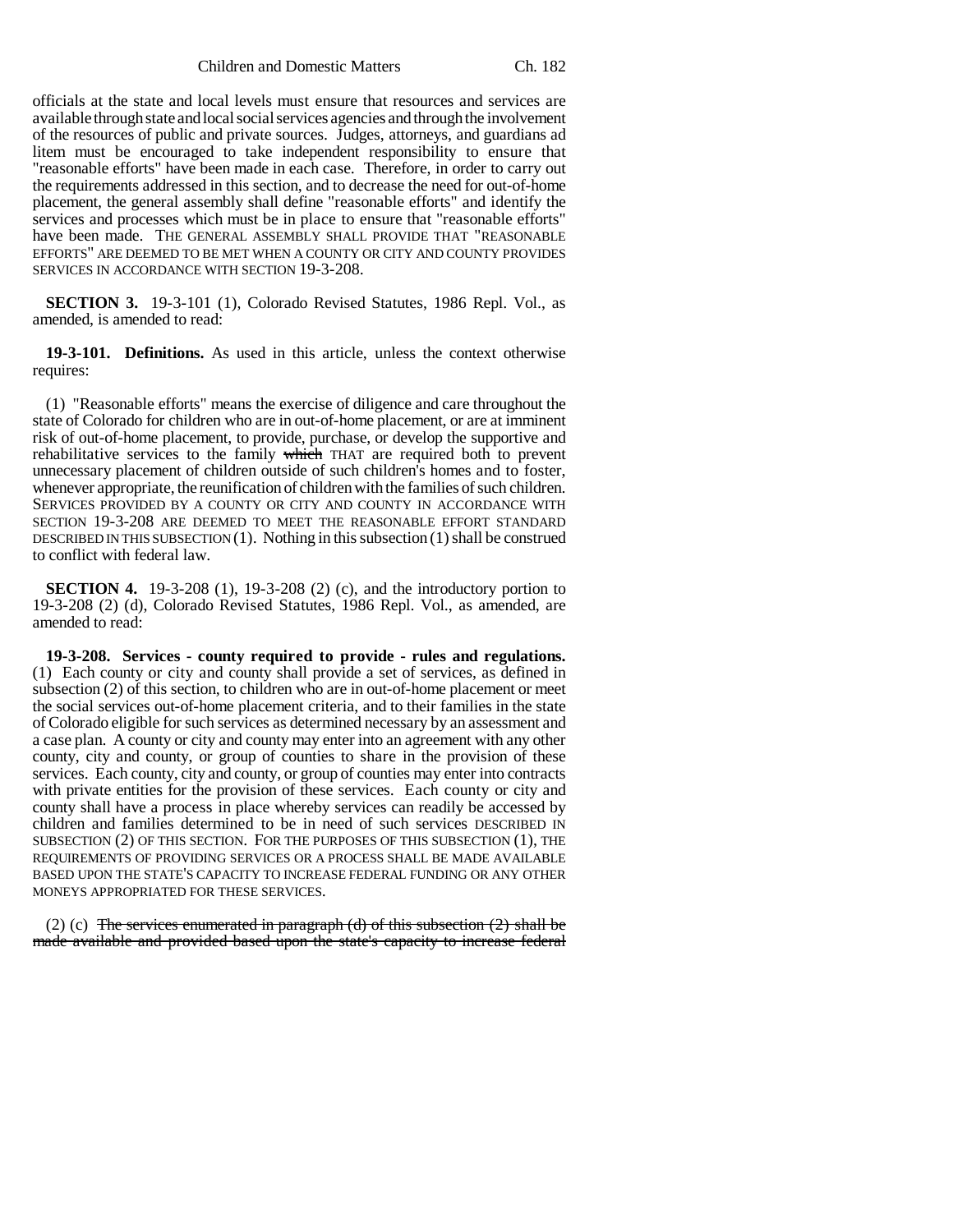officials at the state and local levels must ensure that resources and services are available through state and local social services agencies and through the involvement of the resources of public and private sources. Judges, attorneys, and guardians ad litem must be encouraged to take independent responsibility to ensure that "reasonable efforts" have been made in each case. Therefore, in order to carry out the requirements addressed in this section, and to decrease the need for out-of-home placement, the general assembly shall define "reasonable efforts" and identify the services and processes which must be in place to ensure that "reasonable efforts" have been made. THE GENERAL ASSEMBLY SHALL PROVIDE THAT "REASONABLE EFFORTS" ARE DEEMED TO BE MET WHEN A COUNTY OR CITY AND COUNTY PROVIDES SERVICES IN ACCORDANCE WITH SECTION 19-3-208.

**SECTION 3.** 19-3-101 (1), Colorado Revised Statutes, 1986 Repl. Vol., as amended, is amended to read:

**19-3-101. Definitions.** As used in this article, unless the context otherwise requires:

(1) "Reasonable efforts" means the exercise of diligence and care throughout the state of Colorado for children who are in out-of-home placement, or are at imminent risk of out-of-home placement, to provide, purchase, or develop the supportive and rehabilitative services to the family ~~which~~ THAT are required both to prevent unnecessary placement of children outside of such children's homes and to foster, whenever appropriate, the reunification of children with the families of such children. SERVICES PROVIDED BY A COUNTY OR CITY AND COUNTY IN ACCORDANCE WITH SECTION 19-3-208 ARE DEEMED TO MEET THE REASONABLE EFFORT STANDARD DESCRIBED IN THIS SUBSECTION (1). Nothing in this subsection (1) shall be construed to conflict with federal law.

**SECTION 4.** 19-3-208 (1), 19-3-208 (2) (c), and the introductory portion to 19-3-208 (2) (d), Colorado Revised Statutes, 1986 Repl. Vol., as amended, are amended to read:

**19-3-208. Services - county required to provide - rules and regulations.** (1) Each county or city and county shall provide a set of services, as defined in subsection (2) of this section, to children who are in out-of-home placement or meet the social services out-of-home placement criteria, and to their families in the state of Colorado eligible for such services as determined necessary by an assessment and a case plan. A county or city and county may enter into an agreement with any other county, city and county, or group of counties to share in the provision of these services. Each county, city and county, or group of counties may enter into contracts with private entities for the provision of these services. Each county or city and county shall have a process in place whereby services can readily be accessed by children and families determined to be in need of such services DESCRIBED IN SUBSECTION (2) OF THIS SECTION. FOR THE PURPOSES OF THIS SUBSECTION (1), THE REQUIREMENTS OF PROVIDING SERVICES OR A PROCESS SHALL BE MADE AVAILABLE BASED UPON THE STATE'S CAPACITY TO INCREASE FEDERAL FUNDING OR ANY OTHER MONEYS APPROPRIATED FOR THESE SERVICES.

(2) (c) ~~The services enumerated in paragraph (d) of this subsection (2) shall be made available and provided based upon the state's capacity to increase federal~~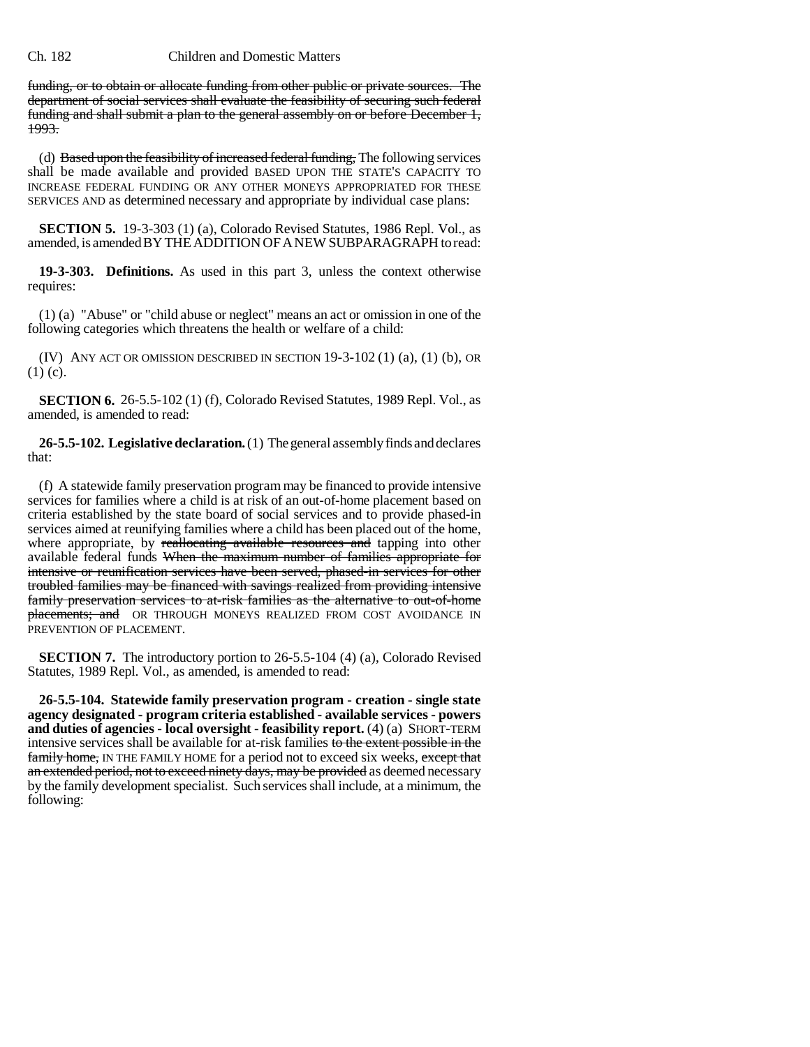~~funding, or to obtain or allocate funding from other public or private sources. The department of social services shall evaluate the feasibility of securing such federal funding and shall submit a plan to the general assembly on or before December 1, 1993.~~

(d) ~~Based upon the feasibility of increased federal funding,~~ The following services shall be made available and provided BASED UPON THE STATE'S CAPACITY TO INCREASE FEDERAL FUNDING OR ANY OTHER MONEYS APPROPRIATED FOR THESE SERVICES AND as determined necessary and appropriate by individual case plans:

**SECTION 5.** 19-3-303 (1) (a), Colorado Revised Statutes, 1986 Repl. Vol., as amended, is amended BY THE ADDITION OF A NEW SUBPARAGRAPH to read:

**19-3-303. Definitions.** As used in this part 3, unless the context otherwise requires:

(1) (a) "Abuse" or "child abuse or neglect" means an act or omission in one of the following categories which threatens the health or welfare of a child:

(IV) ANY ACT OR OMISSION DESCRIBED IN SECTION 19-3-102 (1) (a), (1) (b), OR (1) (c).

**SECTION 6.** 26-5.5-102 (1) (f), Colorado Revised Statutes, 1989 Repl. Vol., as amended, is amended to read:

**26-5.5-102. Legislative declaration.** (1) The general assembly finds and declares that:

(f) A statewide family preservation program may be financed to provide intensive services for families where a child is at risk of an out-of-home placement based on criteria established by the state board of social services and to provide phased-in services aimed at reunifying families where a child has been placed out of the home, where appropriate, by ~~reallocating available resources and~~ tapping into other available federal funds ~~When the maximum number of families appropriate for intensive or reunification services have been served, phased-in services for other troubled families may be financed with savings realized from providing intensive family preservation services to at-risk families as the alternative to out-of-home placements; and~~ OR THROUGH MONEYS REALIZED FROM COST AVOIDANCE IN PREVENTION OF PLACEMENT.

**SECTION 7.** The introductory portion to 26-5.5-104 (4) (a), Colorado Revised Statutes, 1989 Repl. Vol., as amended, is amended to read:

**26-5.5-104. Statewide family preservation program - creation - single state agency designated - program criteria established - available services - powers and duties of agencies - local oversight - feasibility report.** (4) (a) SHORT-TERM intensive services shall be available for at-risk families ~~to the extent possible in the family home,~~ IN THE FAMILY HOME for a period not to exceed six weeks, ~~except that an extended period, not to exceed ninety days, may be provided~~ as deemed necessary by the family development specialist. Such services shall include, at a minimum, the following: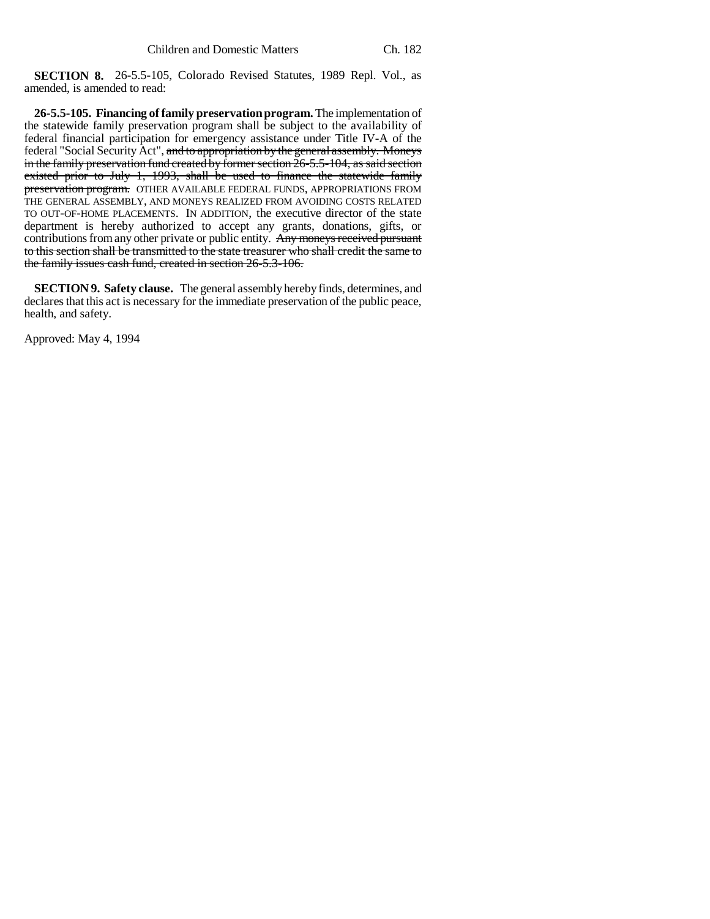**SECTION 8.** 26-5.5-105, Colorado Revised Statutes, 1989 Repl. Vol., as amended, is amended to read:

**26-5.5-105. Financing of family preservation program.** The implementation of the statewide family preservation program shall be subject to the availability of federal financial participation for emergency assistance under Title IV-A of the federal "Social Security Act", ~~and to appropriation by the general assembly. Moneys in the family preservation fund created by former section 26-5.5-104, as said section existed prior to July 1, 1993, shall be used to finance the statewide family preservation program.~~ OTHER AVAILABLE FEDERAL FUNDS, APPROPRIATIONS FROM THE GENERAL ASSEMBLY, AND MONEYS REALIZED FROM AVOIDING COSTS RELATED TO OUT-OF-HOME PLACEMENTS. IN ADDITION, the executive director of the state department is hereby authorized to accept any grants, donations, gifts, or contributions from any other private or public entity. ~~Any moneys received pursuant to this section shall be transmitted to the state treasurer who shall credit the same to the family issues cash fund, created in section 26-5.3-106.~~

**SECTION 9. Safety clause.** The general assembly hereby finds, determines, and declares that this act is necessary for the immediate preservation of the public peace, health, and safety.

Approved: May 4, 1994